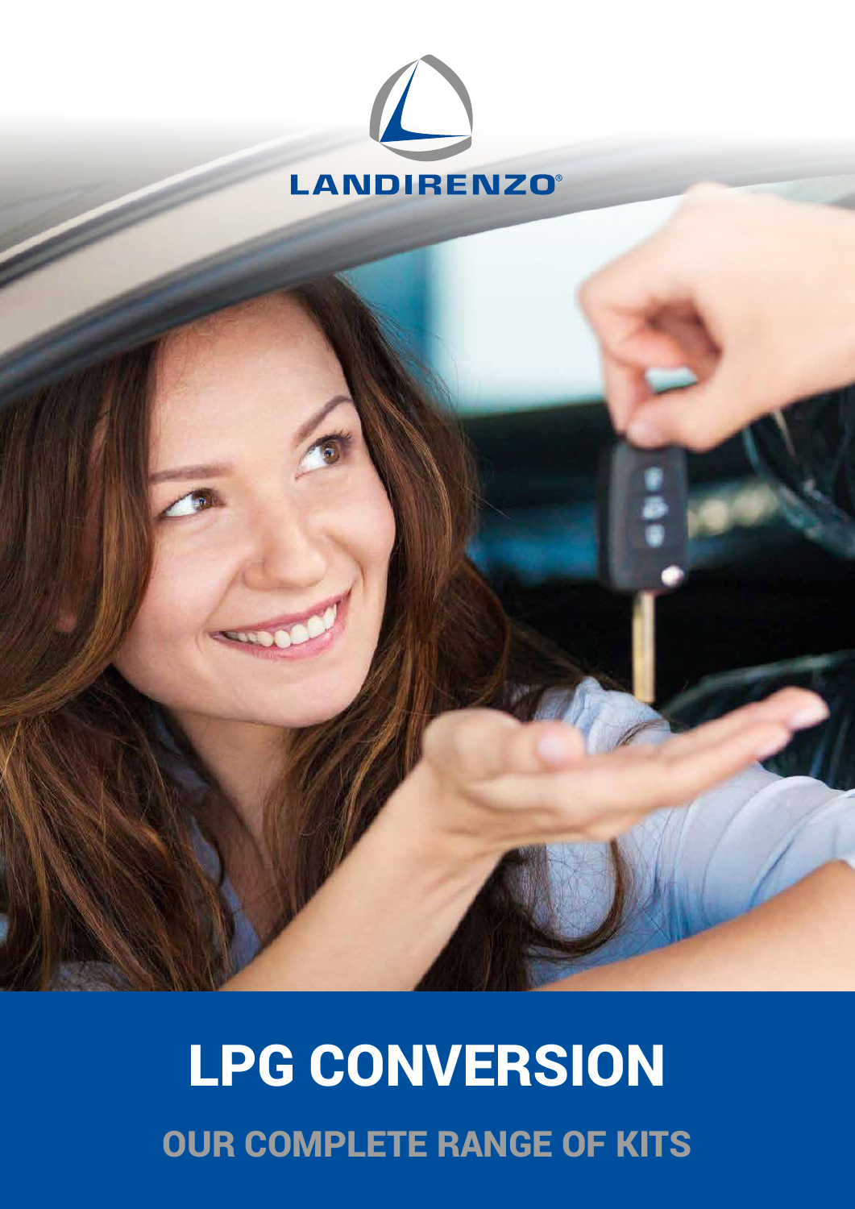LANDIRENZO®

# LPG CONVERSION

## OUR COMPLETE RANGE OF KITS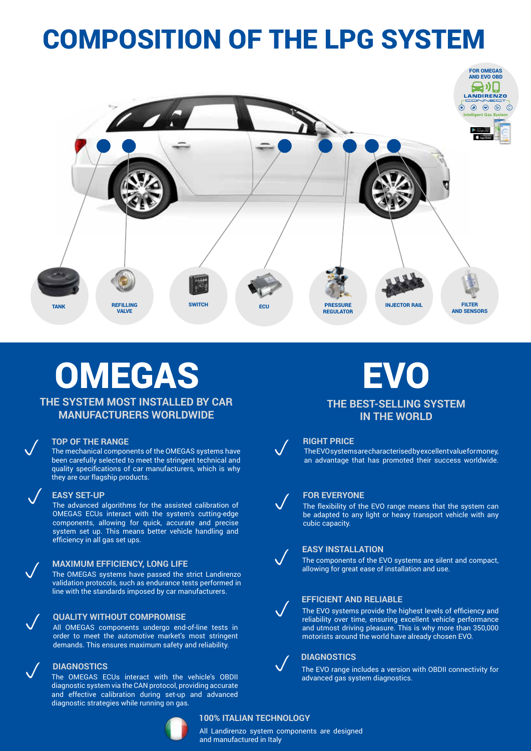# COMPOSITION OF THE LPG SYSTEM

FOR OMEGAS AND EVO OBD

LANDIRENZO CONNECT

Intelligent Gas System

TANK

REFILLING VALVE

SWITCH

ECU

PRESSURE REGULATOR

INJECTOR RAIL

FILTER AND SENSORS

# OMEGAS

## THE SYSTEM MOST INSTALLED BY CAR MANUFACTURERS WORLDWIDE

### TOP OF THE RANGE

The mechanical components of the OMEGAS systems have been carefully selected to meet the stringent technical and quality specifications of car manufacturers, which is why they are our flagship products.

### EASY SET-UP

The advanced algorithms for the assisted calibration of OMEGAS ECUs interact with the system's cutting-edge components, allowing for quick, accurate and precise system set up. This means better vehicle handling and efficiency in all gas set ups.

### MAXIMUM EFFICIENCY, LONG LIFE

The OMEGAS systems have passed the strict Landirenzo validation protocols, such as endurance tests performed in line with the standards imposed by car manufacturers.

### QUALITY WITHOUT COMPROMISE

All OMEGAS components undergo end-of-line tests in order to meet the automotive market's most stringent demands. This ensures maximum safety and reliability.

### DIAGNOSTICS

The OMEGAS ECUs interact with the vehicle's OBDII diagnostic system via the CAN protocol, providing accurate and effective calibration during set-up and advanced diagnostic strategies while running on gas.

# EVO

## THE BEST-SELLING SYSTEM IN THE WORLD

### RIGHT PRICE

The EVO systems are characterised by excellent value for money, an advantage that has promoted their success worldwide.

### FOR EVERYONE

The flexibility of the EVO range means that the system can be adapted to any light or heavy transport vehicle with any cubic capacity.

### EASY INSTALLATION

The components of the EVO systems are silent and compact, allowing for great ease of installation and use.

### EFFICIENT AND RELIABLE

The EVO systems provide the highest levels of efficiency and reliability over time, ensuring excellent vehicle performance and utmost driving pleasure. This is why more than 350,000 motorists around the world have already chosen EVO.

### DIAGNOSTICS

The EVO range includes a version with OBDII connectivity for advanced gas system diagnostics.

### 100% ITALIAN TECHNOLOGY

All Landirenzo system components are designed and manufactured in Italy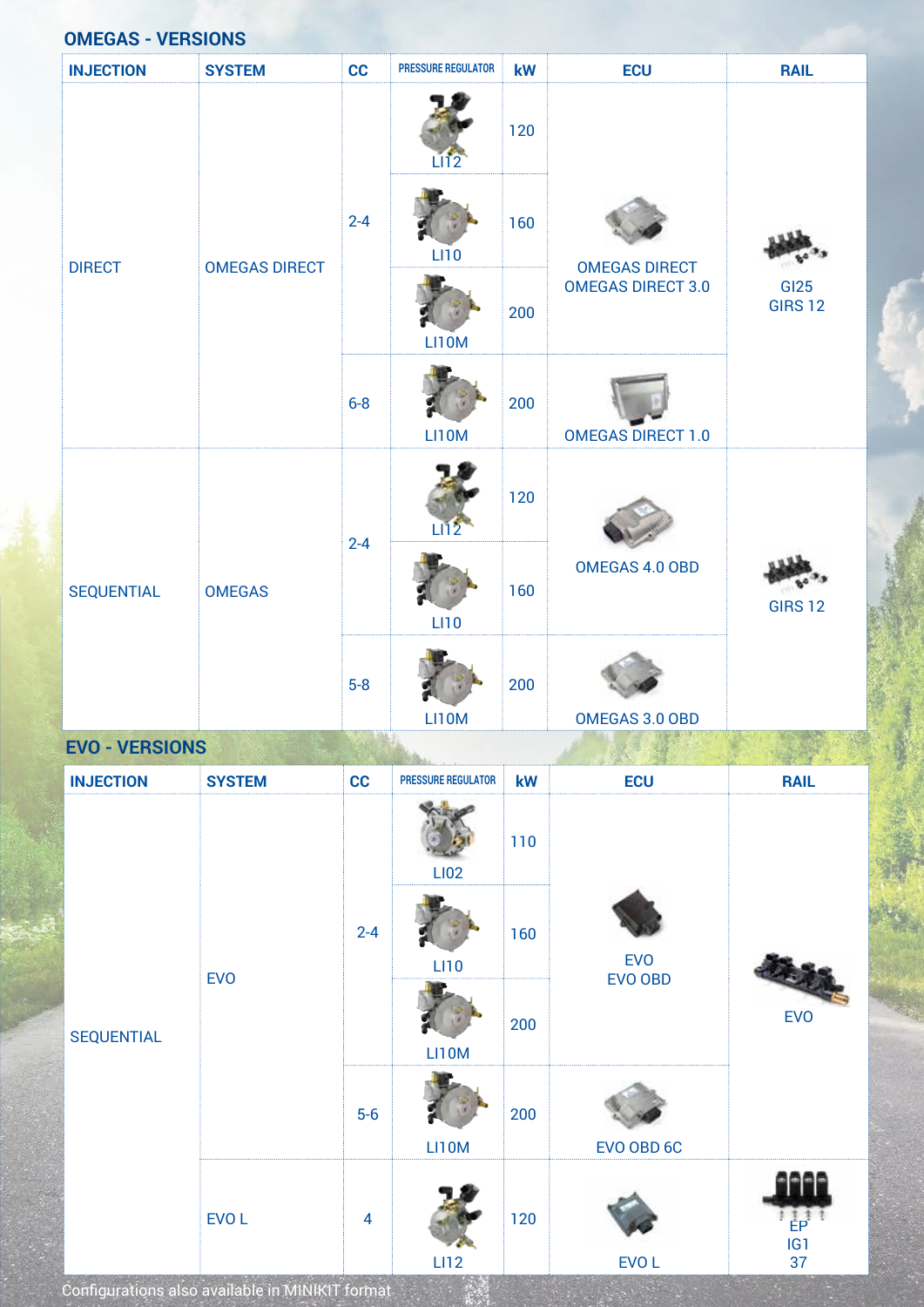## OMEGAS - VERSIONS

| INJECTION | SYSTEM | CC | PRESSURE REGULATOR | kW | ECU | RAIL |
|---|---|---|---|---|---|---|
| DIRECT | OMEGAS DIRECT | 2-4 | LI12 | 120 | OMEGAS DIRECT<br>OMEGAS DIRECT 3.0 | GI25<br>GIRS 12 |
| | | | LI10 | 160 | | |
| | | | LI10M | 200 | | |
| | | 6-8 | LI10M | 200 | OMEGAS DIRECT 1.0 | |
| SEQUENTIAL | OMEGAS | 2-4 | LI12 | 120 | OMEGAS 4.0 OBD | GIRS 12 |
| | | | LI10 | 160 | | |
| | | 5-8 | LI10M | 200 | OMEGAS 3.0 OBD | |

## EVO - VERSIONS

| INJECTION | SYSTEM | CC | PRESSURE REGULATOR | kW | ECU | RAIL |
|---|---|---|---|---|---|---|
| SEQUENTIAL | EVO | 2-4 | LI02 | 110 | EVO<br>EVO OBD | EVO |
| | | | LI10 | 160 | | |
| | | | LI10M | 200 | | |
| | | 5-6 | LI10M | 200 | EVO OBD 6C | |
| | EVO L | 4 | LI12 | 120 | EVO L | EP<br>IG1<br>37 |

Configurations also available in MINIKIT format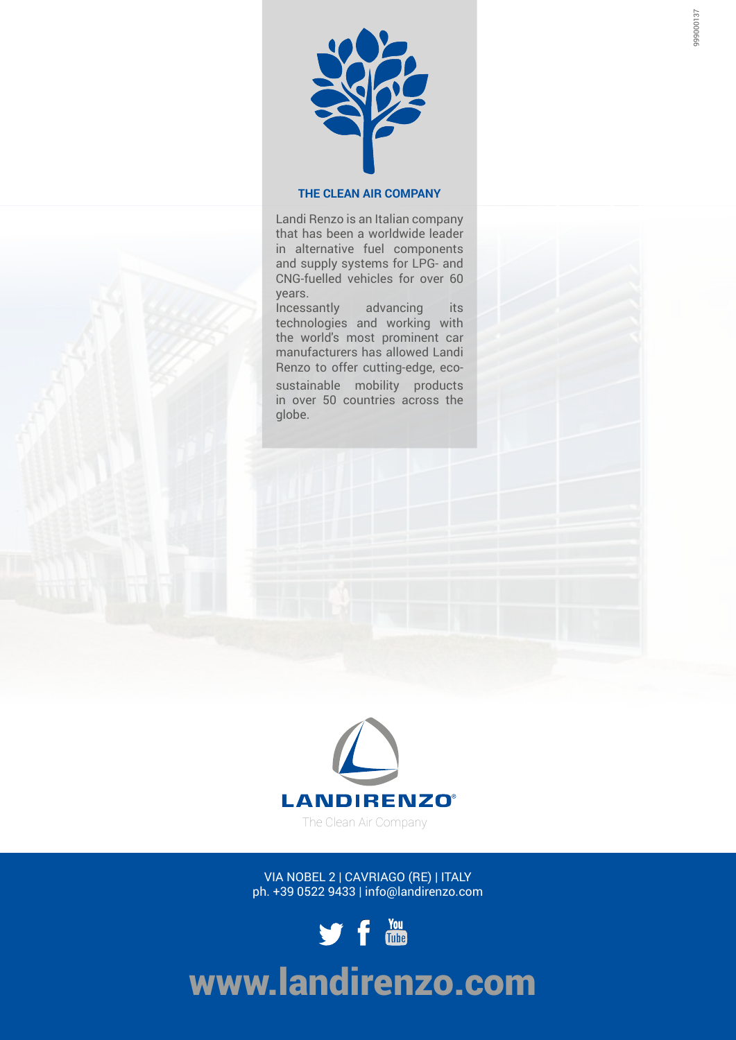## THE CLEAN AIR COMPANY

Landi Renzo is an Italian company that has been a worldwide leader in alternative fuel components and supply systems for LPG- and CNG-fuelled vehicles for over 60 years.
Incessantly advancing its technologies and working with the world's most prominent car manufacturers has allowed Landi Renzo to offer cutting-edge, eco-sustainable mobility products in over 50 countries across the globe.

LANDIRENZO®

The Clean Air Company

VIA NOBEL 2 | CAVRIAGO (RE) | ITALY
ph. +39 0522 9433 | info@landirenzo.com

www.landirenzo.com